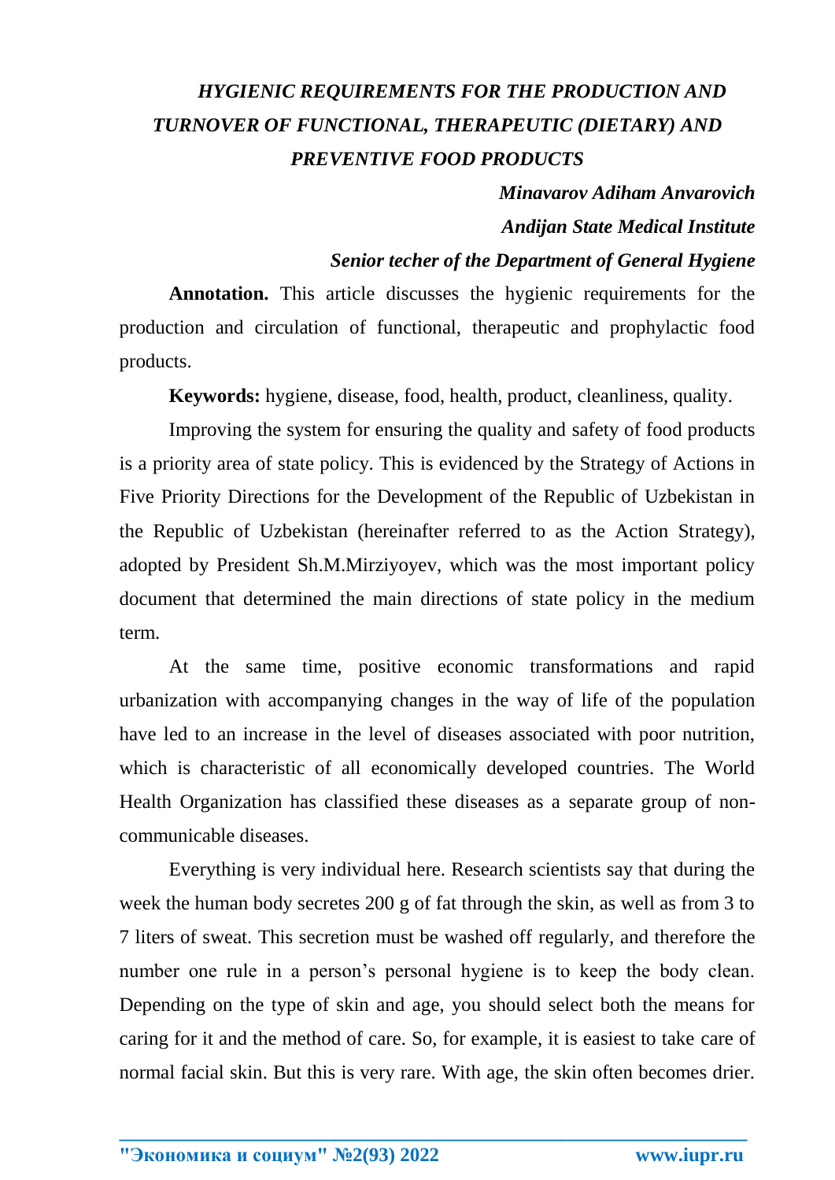# *HYGIENIC REQUIREMENTS FOR THE PRODUCTION AND TURNOVER OF FUNCTIONAL, THERAPEUTIC (DIETARY) AND PREVENTIVE FOOD PRODUCTS*

***Minavarov Adiham Anvarovich***

***Andijan State Medical Institute***

***Senior techer of the Department of General Hygiene***

**Annotation.** This article discusses the hygienic requirements for the production and circulation of functional, therapeutic and prophylactic food products.

**Keywords:** hygiene, disease, food, health, product, cleanliness, quality.

Improving the system for ensuring the quality and safety of food products is a priority area of state policy. This is evidenced by the Strategy of Actions in Five Priority Directions for the Development of the Republic of Uzbekistan in the Republic of Uzbekistan (hereinafter referred to as the Action Strategy), adopted by President Sh.M.Mirziyoyev, which was the most important policy document that determined the main directions of state policy in the medium term.

At the same time, positive economic transformations and rapid urbanization with accompanying changes in the way of life of the population have led to an increase in the level of diseases associated with poor nutrition, which is characteristic of all economically developed countries. The World Health Organization has classified these diseases as a separate group of non-communicable diseases.

Everything is very individual here. Research scientists say that during the week the human body secretes 200 g of fat through the skin, as well as from 3 to 7 liters of sweat. This secretion must be washed off regularly, and therefore the number one rule in a person's personal hygiene is to keep the body clean. Depending on the type of skin and age, you should select both the means for caring for it and the method of care. So, for example, it is easiest to take care of normal facial skin. But this is very rare. With age, the skin often becomes drier.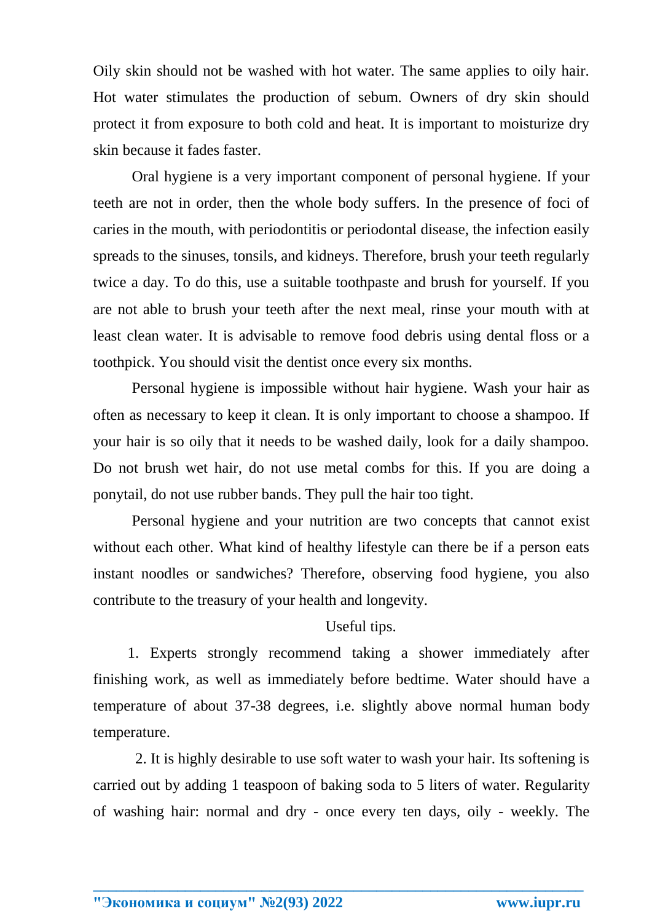Oily skin should not be washed with hot water. The same applies to oily hair. Hot water stimulates the production of sebum. Owners of dry skin should protect it from exposure to both cold and heat. It is important to moisturize dry skin because it fades faster.

Oral hygiene is a very important component of personal hygiene. If your teeth are not in order, then the whole body suffers. In the presence of foci of caries in the mouth, with periodontitis or periodontal disease, the infection easily spreads to the sinuses, tonsils, and kidneys. Therefore, brush your teeth regularly twice a day. To do this, use a suitable toothpaste and brush for yourself. If you are not able to brush your teeth after the next meal, rinse your mouth with at least clean water. It is advisable to remove food debris using dental floss or a toothpick. You should visit the dentist once every six months.

Personal hygiene is impossible without hair hygiene. Wash your hair as often as necessary to keep it clean. It is only important to choose a shampoo. If your hair is so oily that it needs to be washed daily, look for a daily shampoo. Do not brush wet hair, do not use metal combs for this. If you are doing a ponytail, do not use rubber bands. They pull the hair too tight.

Personal hygiene and your nutrition are two concepts that cannot exist without each other. What kind of healthy lifestyle can there be if a person eats instant noodles or sandwiches? Therefore, observing food hygiene, you also contribute to the treasury of your health and longevity.

Useful tips.

1. Experts strongly recommend taking a shower immediately after finishing work, as well as immediately before bedtime. Water should have a temperature of about 37-38 degrees, i.e. slightly above normal human body temperature.

2. It is highly desirable to use soft water to wash your hair. Its softening is carried out by adding 1 teaspoon of baking soda to 5 liters of water. Regularity of washing hair: normal and dry - once every ten days, oily - weekly. The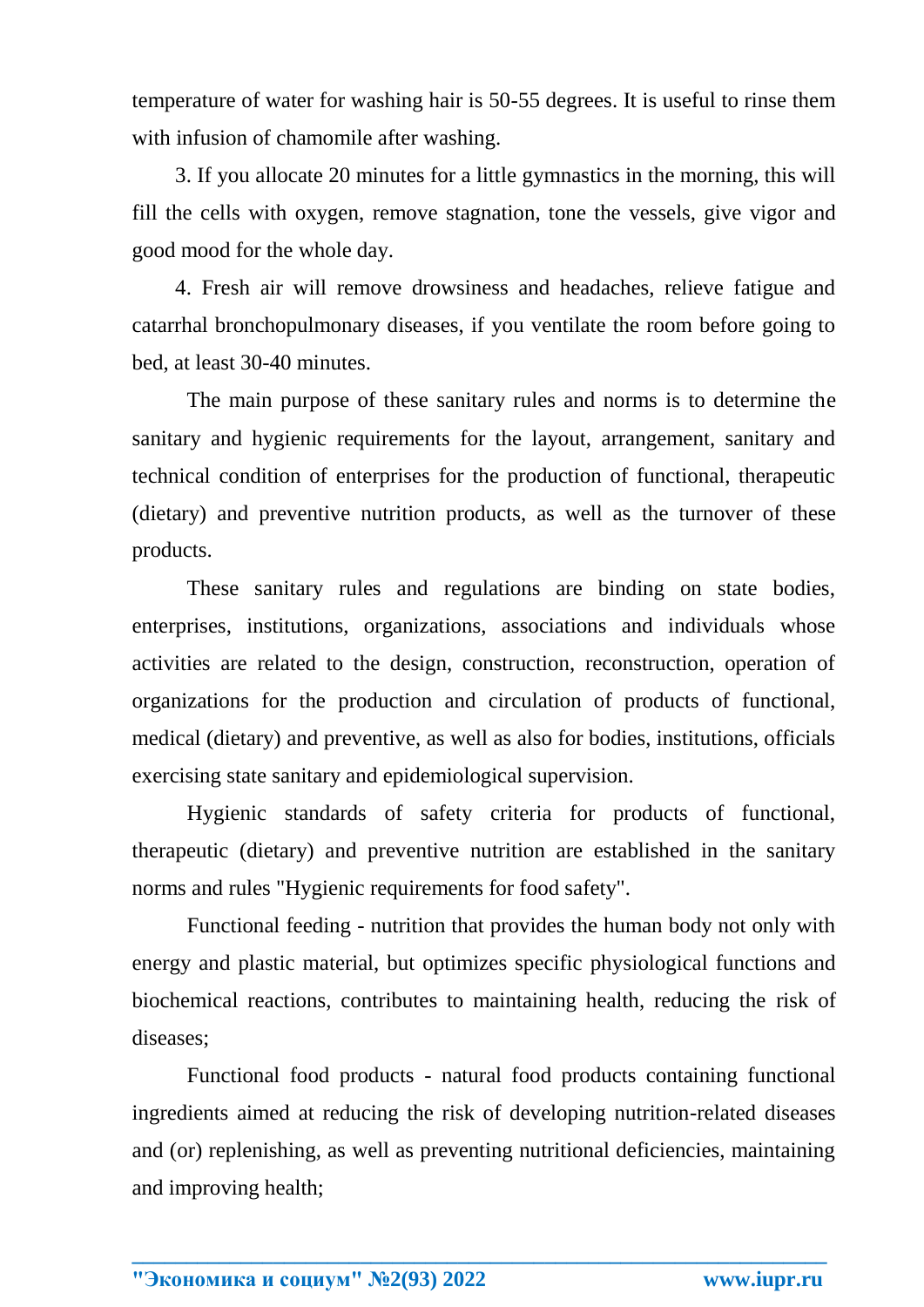temperature of water for washing hair is 50-55 degrees. It is useful to rinse them with infusion of chamomile after washing.

3. If you allocate 20 minutes for a little gymnastics in the morning, this will fill the cells with oxygen, remove stagnation, tone the vessels, give vigor and good mood for the whole day.

4. Fresh air will remove drowsiness and headaches, relieve fatigue and catarrhal bronchopulmonary diseases, if you ventilate the room before going to bed, at least 30-40 minutes.

The main purpose of these sanitary rules and norms is to determine the sanitary and hygienic requirements for the layout, arrangement, sanitary and technical condition of enterprises for the production of functional, therapeutic (dietary) and preventive nutrition products, as well as the turnover of these products.

These sanitary rules and regulations are binding on state bodies, enterprises, institutions, organizations, associations and individuals whose activities are related to the design, construction, reconstruction, operation of organizations for the production and circulation of products of functional, medical (dietary) and preventive, as well as also for bodies, institutions, officials exercising state sanitary and epidemiological supervision.

Hygienic standards of safety criteria for products of functional, therapeutic (dietary) and preventive nutrition are established in the sanitary norms and rules "Hygienic requirements for food safety".

Functional feeding - nutrition that provides the human body not only with energy and plastic material, but optimizes specific physiological functions and biochemical reactions, contributes to maintaining health, reducing the risk of diseases;

Functional food products - natural food products containing functional ingredients aimed at reducing the risk of developing nutrition-related diseases and (or) replenishing, as well as preventing nutritional deficiencies, maintaining and improving health;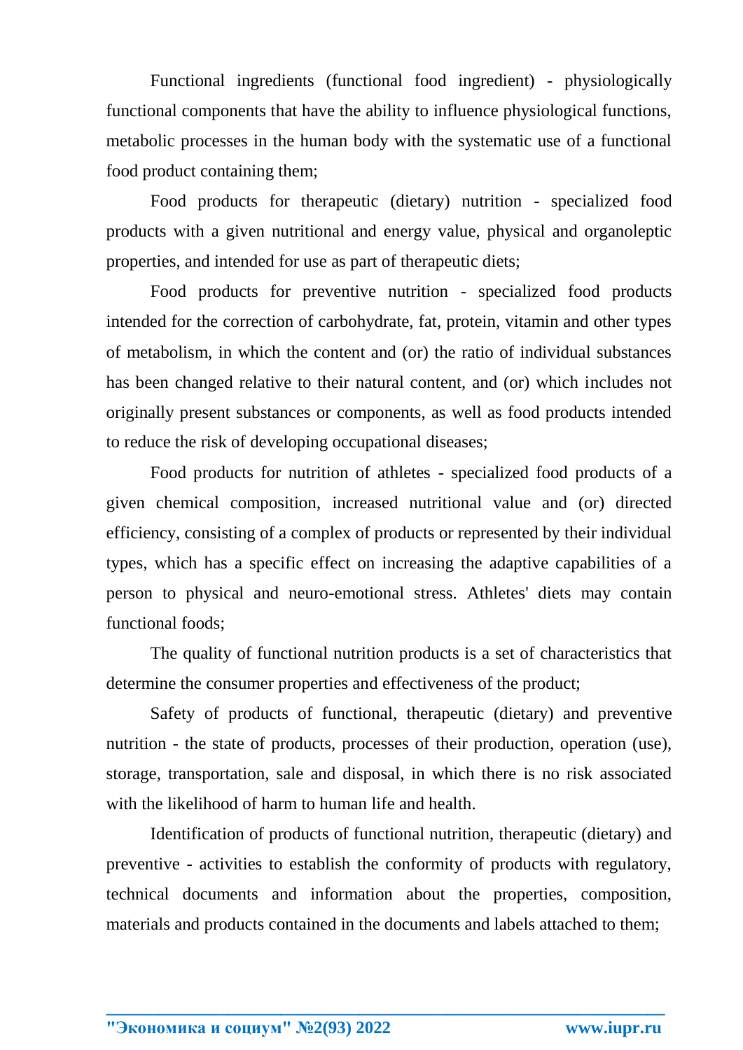Functional ingredients (functional food ingredient) - physiologically functional components that have the ability to influence physiological functions, metabolic processes in the human body with the systematic use of a functional food product containing them;

Food products for therapeutic (dietary) nutrition - specialized food products with a given nutritional and energy value, physical and organoleptic properties, and intended for use as part of therapeutic diets;

Food products for preventive nutrition - specialized food products intended for the correction of carbohydrate, fat, protein, vitamin and other types of metabolism, in which the content and (or) the ratio of individual substances has been changed relative to their natural content, and (or) which includes not originally present substances or components, as well as food products intended to reduce the risk of developing occupational diseases;

Food products for nutrition of athletes - specialized food products of a given chemical composition, increased nutritional value and (or) directed efficiency, consisting of a complex of products or represented by their individual types, which has a specific effect on increasing the adaptive capabilities of a person to physical and neuro-emotional stress. Athletes' diets may contain functional foods;

The quality of functional nutrition products is a set of characteristics that determine the consumer properties and effectiveness of the product;

Safety of products of functional, therapeutic (dietary) and preventive nutrition - the state of products, processes of their production, operation (use), storage, transportation, sale and disposal, in which there is no risk associated with the likelihood of harm to human life and health.

Identification of products of functional nutrition, therapeutic (dietary) and preventive - activities to establish the conformity of products with regulatory, technical documents and information about the properties, composition, materials and products contained in the documents and labels attached to them;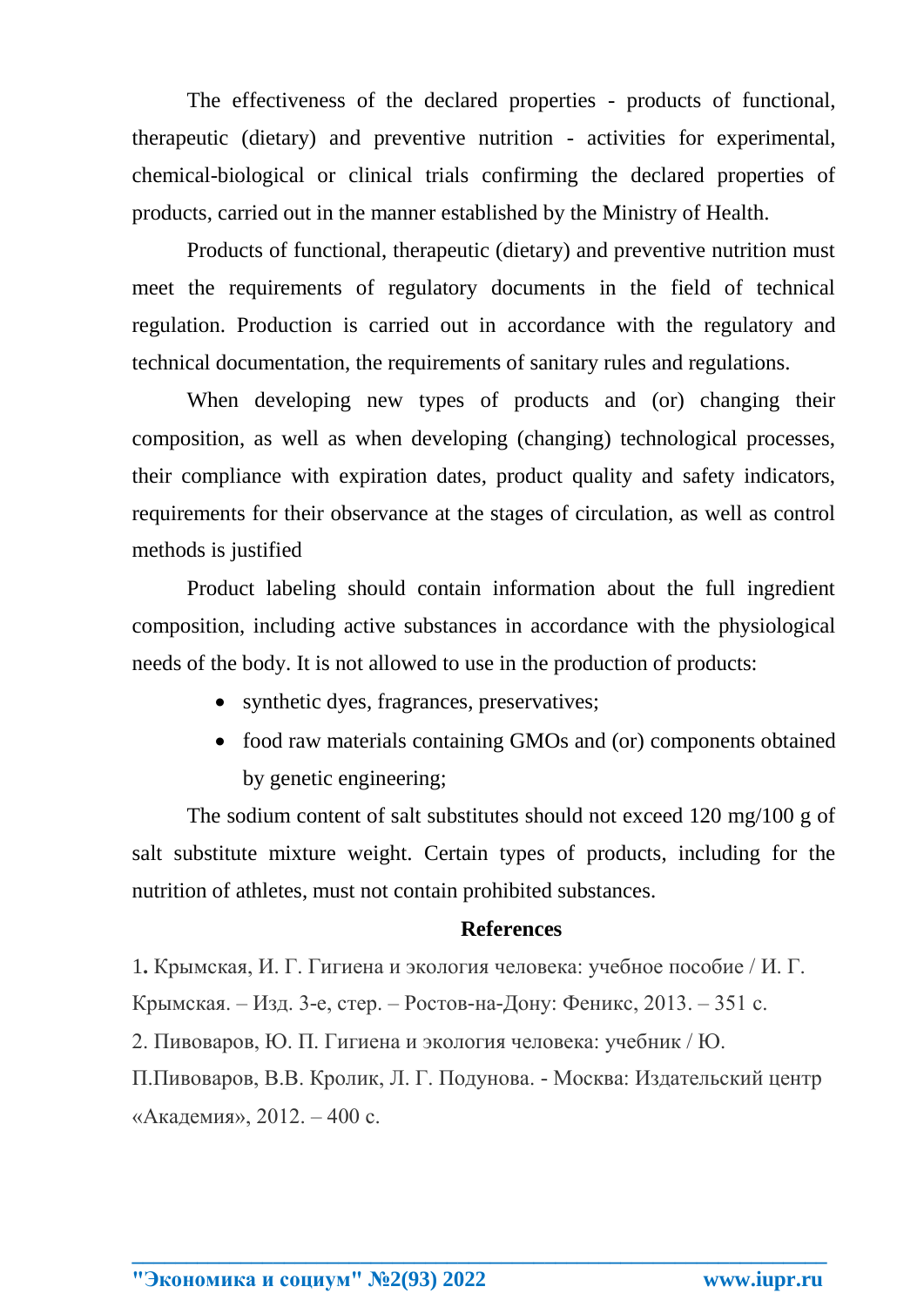The effectiveness of the declared properties - products of functional, therapeutic (dietary) and preventive nutrition - activities for experimental, chemical-biological or clinical trials confirming the declared properties of products, carried out in the manner established by the Ministry of Health.

Products of functional, therapeutic (dietary) and preventive nutrition must meet the requirements of regulatory documents in the field of technical regulation. Production is carried out in accordance with the regulatory and technical documentation, the requirements of sanitary rules and regulations.

When developing new types of products and (or) changing their composition, as well as when developing (changing) technological processes, their compliance with expiration dates, product quality and safety indicators, requirements for their observance at the stages of circulation, as well as control methods is justified

Product labeling should contain information about the full ingredient composition, including active substances in accordance with the physiological needs of the body. It is not allowed to use in the production of products:

- synthetic dyes, fragrances, preservatives;
- food raw materials containing GMOs and (or) components obtained by genetic engineering;

The sodium content of salt substitutes should not exceed 120 mg/100 g of salt substitute mixture weight. Certain types of products, including for the nutrition of athletes, must not contain prohibited substances.

## References

1. Крымская, И. Г. Гигиена и экология человека: учебное пособие / И. Г. Крымская. – Изд. 3-е, стер. – Ростов-на-Дону: Феникс, 2013. – 351 с.
2. Пивоваров, Ю. П. Гигиена и экология человека: учебник / Ю. П.Пивоваров, В.В. Кролик, Л. Г. Подунова. - Москва: Издательский центр «Академия», 2012. – 400 с.